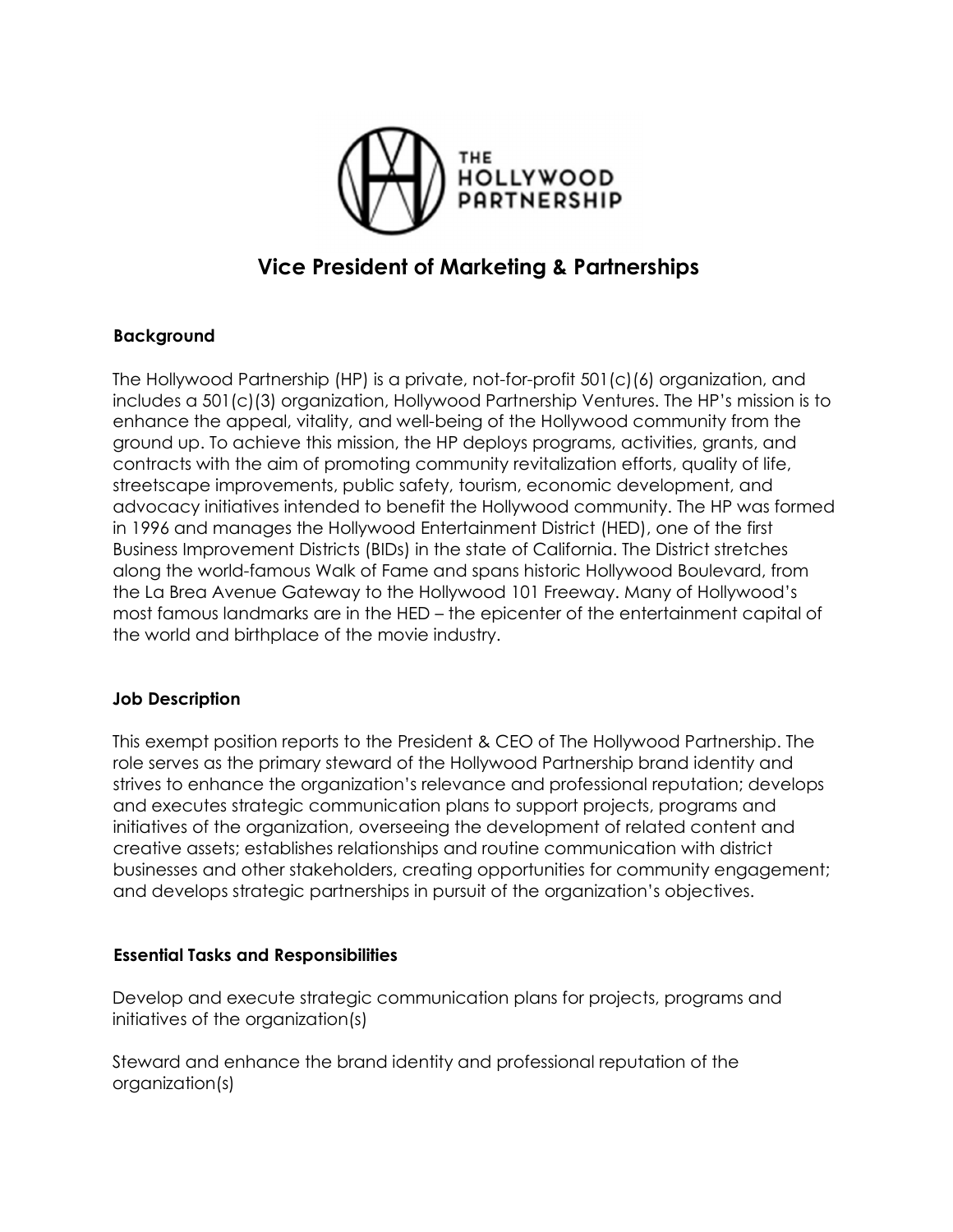# Vice President of Marketing & Partnerships

## Background

The Hollywood Partnership (HP) is a private, not-for-profit 501(c)(6) organization, and includes a 501(c)(3) organization, Hollywood Partnership Ventures. The HP's mission is to enhance the appeal, vitality, and well-being of the Hollywood community from the ground up. To achieve this mission, the HP deploys programs, activities, grants, and contracts with the aim of promoting community revitalization efforts, quality of life, streetscape improvements, public safety, tourism, economic development, and advocacy initiatives intended to benefit the Hollywood community. The HP was formed in 1996 and manages the Hollywood Entertainment District (HED), one of the first Business Improvement Districts (BIDs) in the state of California. The District stretches along the world-famous Walk of Fame and spans historic Hollywood Boulevard, from the La Brea Avenue Gateway to the Hollywood 101 Freeway. Many of Hollywood's most famous landmarks are in the HED – the epicenter of the entertainment capital of the world and birthplace of the movie industry.

## Job Description

This exempt position reports to the President & CEO of The Hollywood Partnership. The role serves as the primary steward of the Hollywood Partnership brand identity and strives to enhance the organization's relevance and professional reputation; develops and executes strategic communication plans to support projects, programs and initiatives of the organization, overseeing the development of related content and creative assets; establishes relationships and routine communication with district businesses and other stakeholders, creating opportunities for community engagement; and develops strategic partnerships in pursuit of the organization's objectives.

## Essential Tasks and Responsibilities

Develop and execute strategic communication plans for projects, programs and initiatives of the organization(s)

Steward and enhance the brand identity and professional reputation of the organization(s)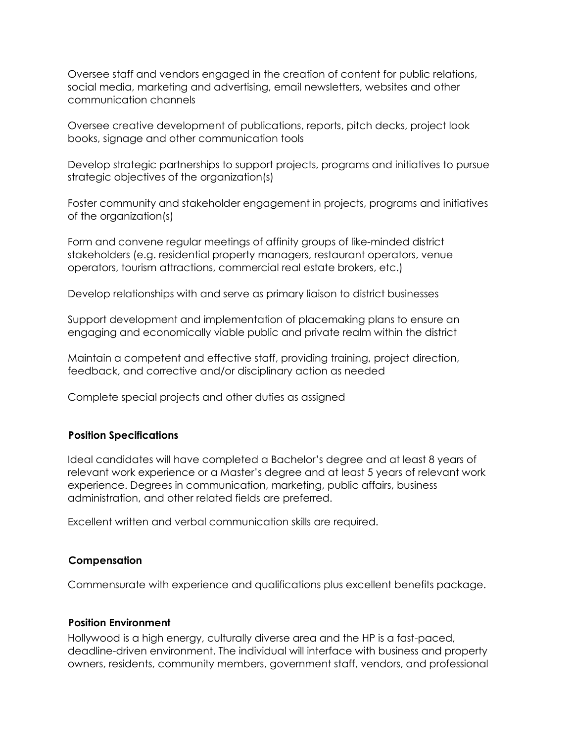Oversee staff and vendors engaged in the creation of content for public relations, social media, marketing and advertising, email newsletters, websites and other communication channels

Oversee creative development of publications, reports, pitch decks, project look books, signage and other communication tools

Develop strategic partnerships to support projects, programs and initiatives to pursue strategic objectives of the organization(s)

Foster community and stakeholder engagement in projects, programs and initiatives of the organization(s)

Form and convene regular meetings of affinity groups of like-minded district stakeholders (e.g. residential property managers, restaurant operators, venue operators, tourism attractions, commercial real estate brokers, etc.)

Develop relationships with and serve as primary liaison to district businesses

Support development and implementation of placemaking plans to ensure an engaging and economically viable public and private realm within the district

Maintain a competent and effective staff, providing training, project direction, feedback, and corrective and/or disciplinary action as needed

Complete special projects and other duties as assigned

**Position Specifications**

Ideal candidates will have completed a Bachelor's degree and at least 8 years of relevant work experience or a Master's degree and at least 5 years of relevant work experience. Degrees in communication, marketing, public affairs, business administration, and other related fields are preferred.

Excellent written and verbal communication skills are required.

**Compensation**

Commensurate with experience and qualifications plus excellent benefits package.

**Position Environment**

Hollywood is a high energy, culturally diverse area and the HP is a fast-paced, deadline-driven environment. The individual will interface with business and property owners, residents, community members, government staff, vendors, and professional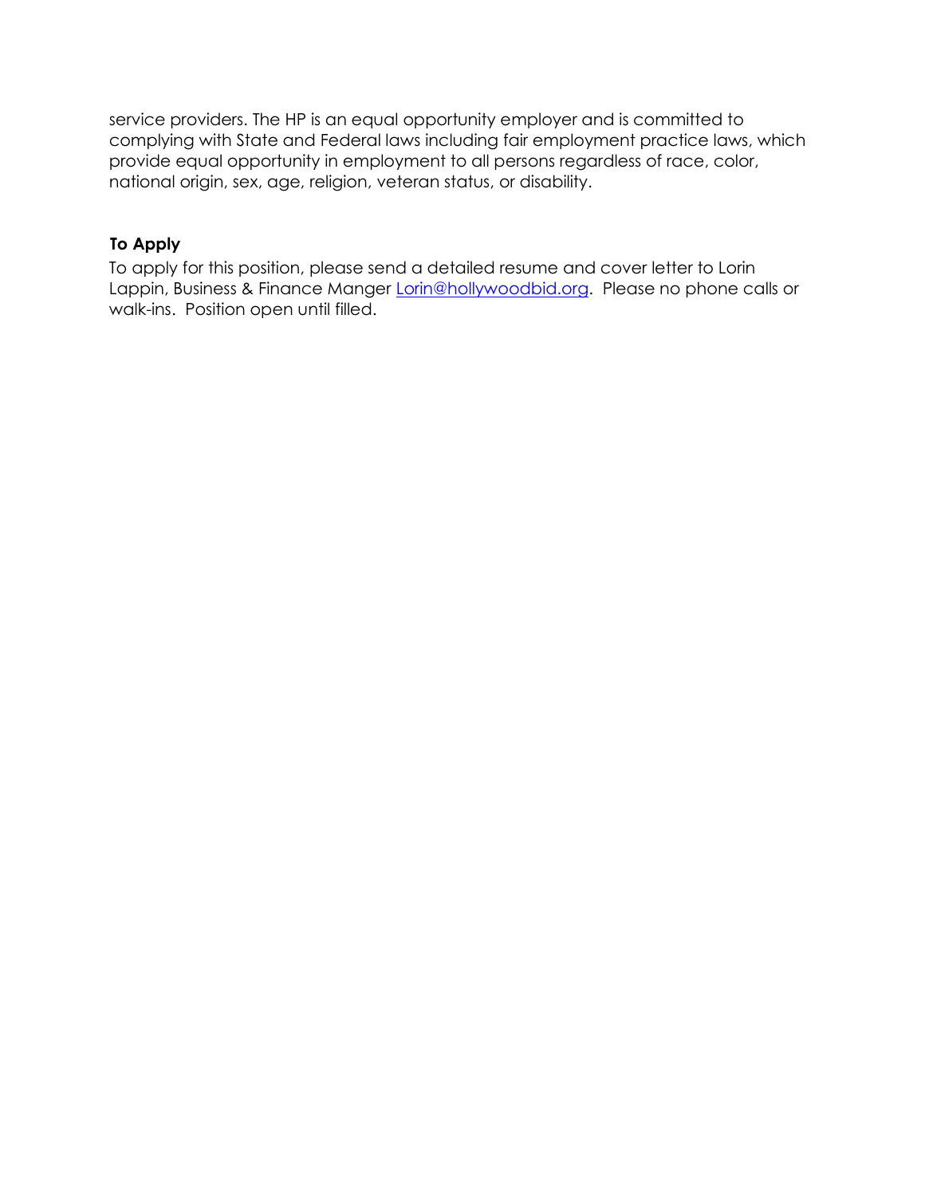service providers. The HP is an equal opportunity employer and is committed to complying with State and Federal laws including fair employment practice laws, which provide equal opportunity in employment to all persons regardless of race, color, national origin, sex, age, religion, veteran status, or disability.

**To Apply**

To apply for this position, please send a detailed resume and cover letter to Lorin Lappin, Business & Finance Manger Lorin@hollywoodbid.org. Please no phone calls or walk-ins. Position open until filled.